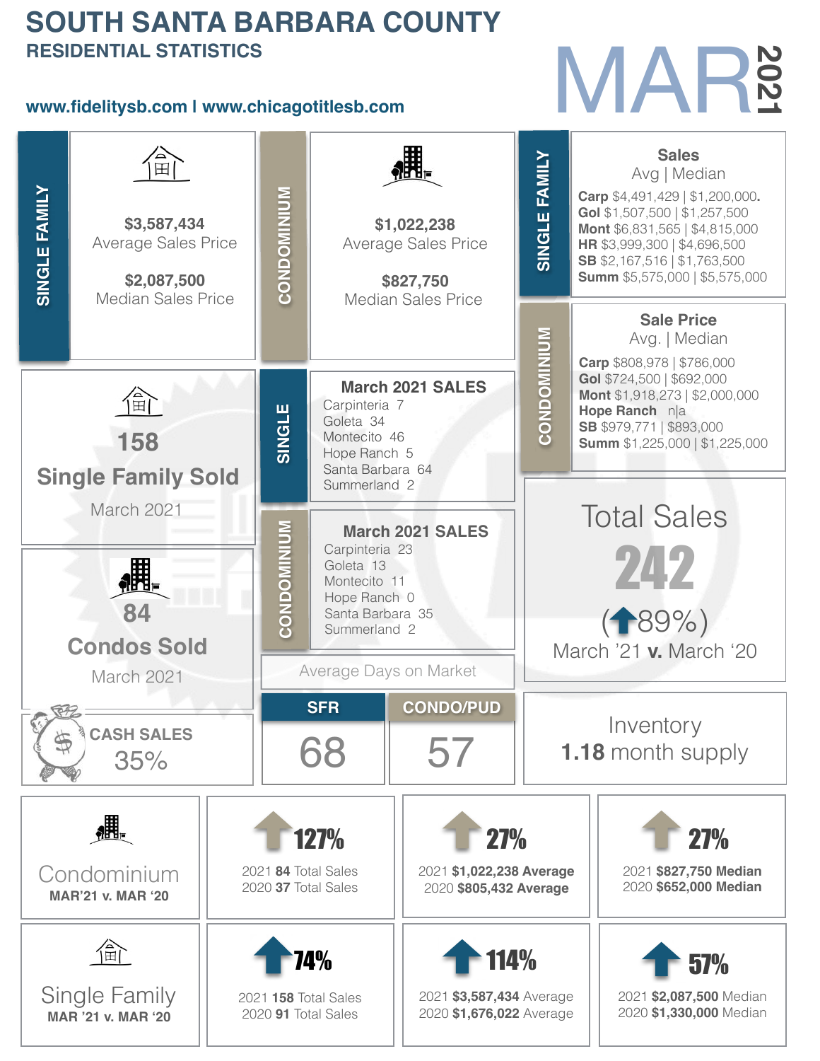# SOUTH SANTA BARBARA COUNTY

## RESIDENTIAL STATISTICS

www.fidelitysb.com I www.chicagotitlesb.com

# MAR 2021

## SINGLE FAMILY

**$3,587,434**
Average Sales Price

**$2,087,500**
Median Sales Price

## CONDOMINIUM

**$1,022,238**
Average Sales Price

**$827,750**
Median Sales Price

## SINGLE FAMILY

**Sales**
Avg | Median

**Carp** $4,491,429 | $1,200,000.
**Gol** $1,507,500 | $1,257,500
**Mont** $6,831,565 | $4,815,000
**HR** $3,999,300 | $4,696,500
**SB** $2,167,516 | $1,763,500
**Summ** $5,575,000 | $5,575,000

## CONDOMINIUM

**Sale Price**
Avg. | Median

**Carp** $808,978 | $786,000
**Gol** $724,500 | $692,000
**Mont** $1,918,273 | $2,000,000
**Hope Ranch** n|a
**SB** $979,771 | $893,000
**Summ** $1,225,000 | $1,225,000

**158**
**Single Family Sold**
March 2021

## SINGLE

**March 2021 SALES**

Carpinteria 7
Goleta 34
Montecito 46
Hope Ranch 5
Santa Barbara 64
Summerland 2

**84**
**Condos Sold**
March 2021

## CONDOMINIUM

**March 2021 SALES**

Carpinteria 23
Goleta 13
Montecito 11
Hope Ranch 0
Santa Barbara 35
Summerland 2

**Total Sales**
**242**
(↑89%)
March '21 **v.** March '20

**CASH SALES**
35%

**Average Days on Market**

| SFR | CONDO/PUD |
|---|---|
| 68 | 57 |

Inventory
**1.18** month supply

| | | | |
|---|---|---|---|
| Condominium **MAR'21 v. MAR '20** | ↑ **127%** 2021 **84** Total Sales 2020 **37** Total Sales | ↑ **27%** 2021 **$1,022,238 Average** 2020 **$805,432 Average** | ↑ **27%** 2021 **$827,750 Median** 2020 **$652,000 Median** |
| Single Family **MAR '21 v. MAR '20** | ↑ **74%** 2021 **158** Total Sales 2020 **91** Total Sales | ↑ **114%** 2021 **$3,587,434** Average 2020 **$1,676,022** Average | ↑ **57%** 2021 **$2,087,500** Median 2020 **$1,330,000** Median |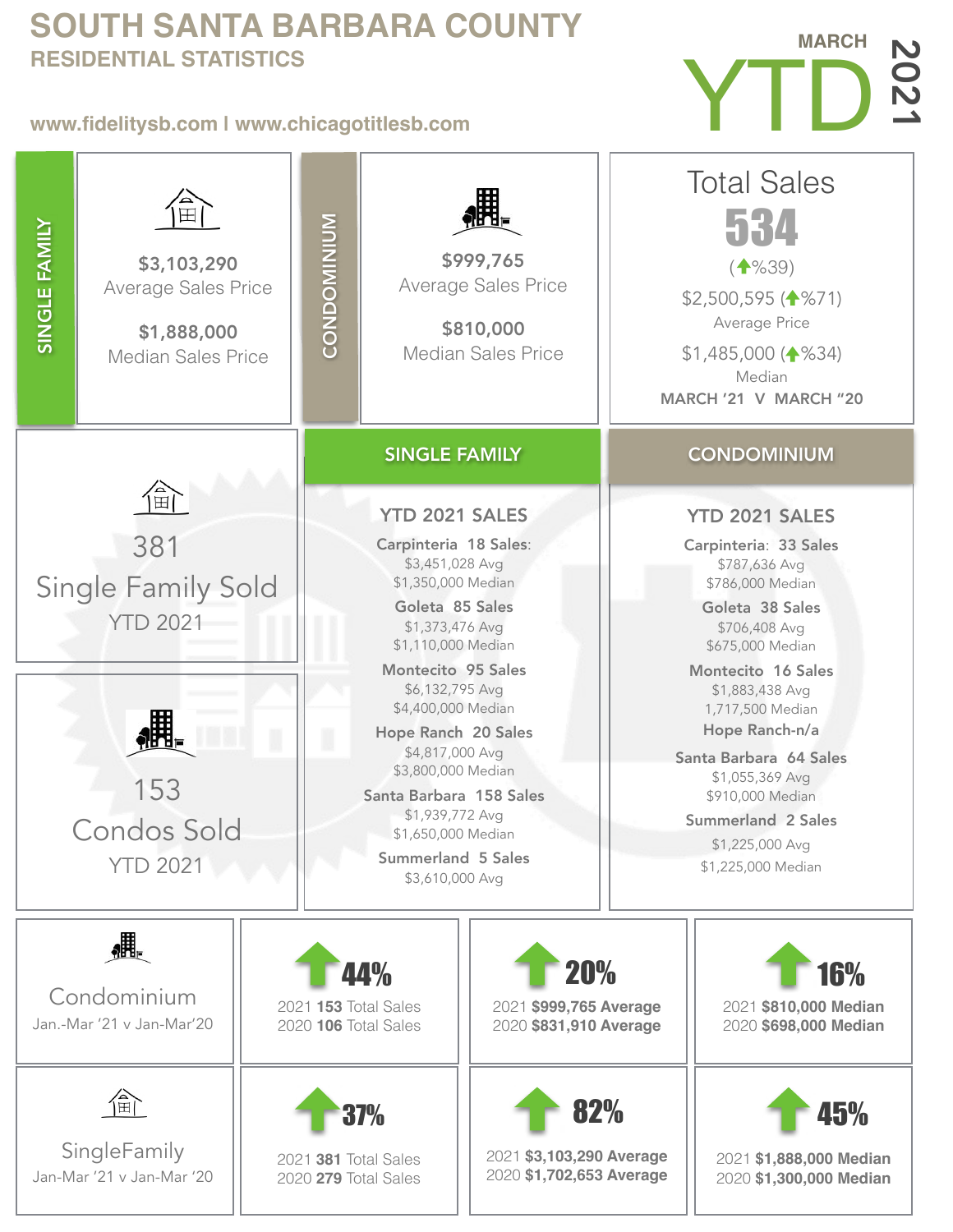# SOUTH SANTA BARBARA COUNTY

## RESIDENTIAL STATISTICS

www.fidelitysb.com | www.chicagotitlesb.com

MARCH YTD 2021

### SINGLE FAMILY

**$3,103,290**
Average Sales Price

**$1,888,000**
Median Sales Price

### CONDOMINIUM

**$999,765**
Average Sales Price

**$810,000**
Median Sales Price

### Total Sales

**534**

(↑%39)

$2,500,595 (↑%71)
Average Price

$1,485,000 (↑%34)
Median

MARCH '21 V MARCH "20

---

381
Single Family Sold
YTD 2021

153
Condos Sold
YTD 2021

### SINGLE FAMILY

**YTD 2021 SALES**

**Carpinteria 18 Sales:**
$3,451,028 Avg
$1,350,000 Median

**Goleta 85 Sales**
$1,373,476 Avg
$1,110,000 Median

**Montecito 95 Sales**
$6,132,795 Avg
$4,400,000 Median

**Hope Ranch 20 Sales**
$4,817,000 Avg
$3,800,000 Median

**Santa Barbara 158 Sales**
$1,939,772 Avg
$1,650,000 Median

**Summerland 5 Sales**
$3,610,000 Avg

### CONDOMINIUM

**YTD 2021 SALES**

**Carpinteria: 33 Sales**
$787,636 Avg
$786,000 Median

**Goleta 38 Sales**
$706,408 Avg
$675,000 Median

**Montecito 16 Sales**
$1,883,438 Avg
1,717,500 Median

**Hope Ranch-n/a**

**Santa Barbara 64 Sales**
$1,055,369 Avg
$910,000 Median

**Summerland 2 Sales**
$1,225,000 Avg
$1,225,000 Median

---

| | Total Sales | Average | Median |
|---|---|---|---|
| Condominium Jan.-Mar '21 v Jan-Mar'20 | ↑ **44%** 2021 **153** Total Sales 2020 **106** Total Sales | ↑ **20%** 2021 **$999,765 Average** 2020 **$831,910 Average** | ↑ **16%** 2021 **$810,000 Median** 2020 **$698,000 Median** |
| SingleFamily Jan-Mar '21 v Jan-Mar '20 | ↑ **37%** 2021 **381** Total Sales 2020 **279** Total Sales | ↑ **82%** 2021 **$3,103,290 Average** 2020 **$1,702,653 Average** | ↑ **45%** 2021 **$1,888,000 Median** 2020 **$1,300,000 Median** |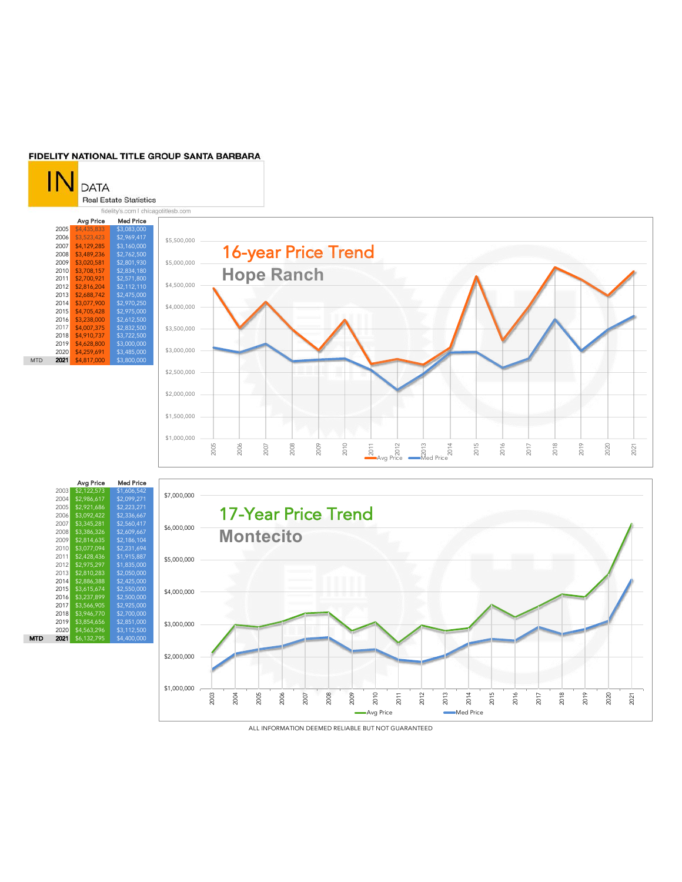**FIDELITY NATIONAL TITLE GROUP SANTA BARBARA**

**IN** DATA
Real Estate Statistics

fidelity's.com | chicagotitlesb.com

## 16-year Price Trend — Hope Ranch

| | Year | Avg Price | Med Price |
|---|---|---|---|
| | 2005 | $4,435,833 | $3,083,000 |
| | 2006 | $3,523,423 | $2,969,417 |
| | 2007 | $4,129,285 | $3,160,000 |
| | 2008 | $3,489,236 | $2,762,500 |
| | 2009 | $3,020,581 | $2,801,930 |
| | 2010 | $3,708,157 | $2,834,180 |
| | 2011 | $2,700,921 | $2,571,800 |
| | 2012 | $2,816,204 | $2,112,110 |
| | 2013 | $2,688,742 | $2,475,000 |
| | 2014 | $3,077,900 | $2,970,250 |
| | 2015 | $4,705,428 | $2,975,000 |
| | 2016 | $3,238,000 | $2,612,500 |
| | 2017 | $4,007,375 | $2,832,500 |
| | 2018 | $4,910,737 | $3,722,500 |
| | 2019 | $4,628,800 | $3,000,000 |
| | 2020 | $4,259,691 | $3,485,000 |
| MTD | 2021 | $4,817,000 | $3,800,000 |

## 17-Year Price Trend — Montecito

| | Year | Avg Price | Med Price |
|---|---|---|---|
| | 2003 | $2,122,573 | $1,606,542 |
| | 2004 | $2,986,617 | $2,099,271 |
| | 2005 | $2,921,686 | $2,223,271 |
| | 2006 | $3,092,422 | $2,336,667 |
| | 2007 | $3,345,281 | $2,560,417 |
| | 2008 | $3,386,326 | $2,609,667 |
| | 2009 | $2,814,635 | $2,186,104 |
| | 2010 | $3,077,094 | $2,231,694 |
| | 2011 | $2,428,436 | $1,915,887 |
| | 2012 | $2,975,297 | $1,835,000 |
| | 2013 | $2,810,283 | $2,050,000 |
| | 2014 | $2,886,388 | $2,425,000 |
| | 2015 | $3,615,674 | $2,550,000 |
| | 2016 | $3,237,899 | $2,500,000 |
| | 2017 | $3,566,905 | $2,925,000 |
| | 2018 | $3,946,770 | $2,700,000 |
| | 2019 | $3,854,656 | $2,851,000 |
| | 2020 | $4,563,296 | $3,112,500 |
| MTD | 2021 | $6,132,795 | $4,400,000 |

ALL INFORMATION DEEMED RELIABLE BUT NOT GUARANTEED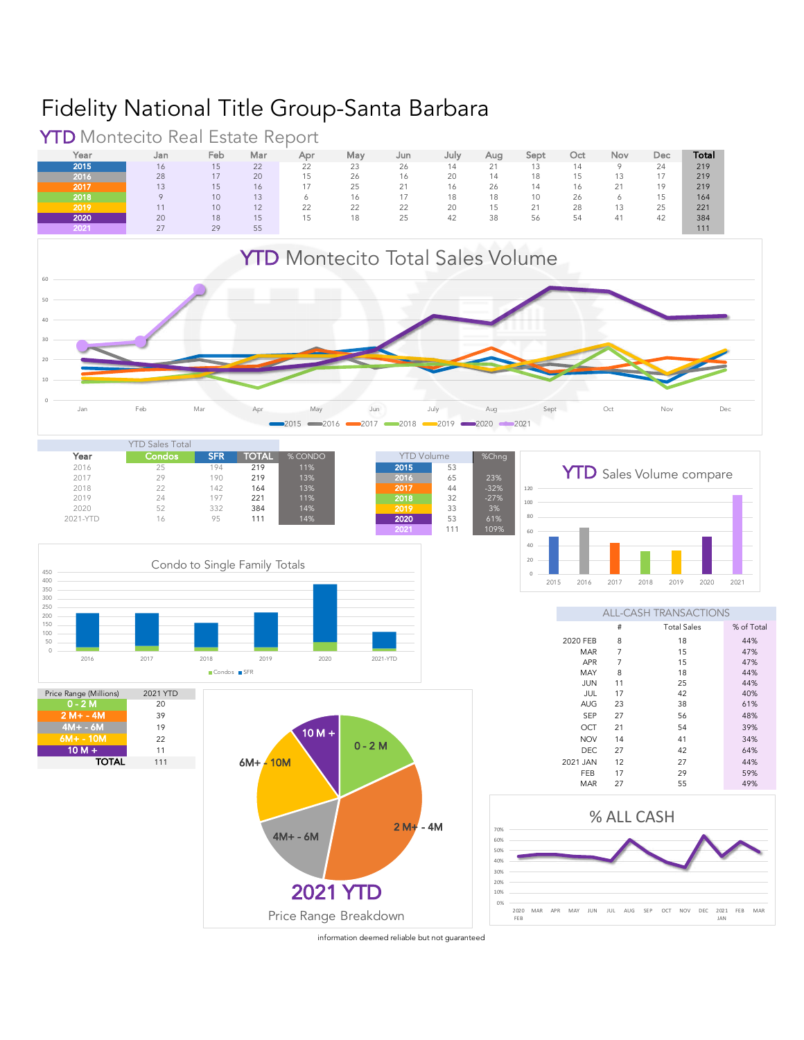# Fidelity National Title Group-Santa Barbara

## YTD Montecito Real Estate Report

| Year | Jan | Feb | Mar | Apr | May | Jun | July | Aug | Sept | Oct | Nov | Dec | Total |
|---|---|---|---|---|---|---|---|---|---|---|---|---|---|
| 2015 | 16 | 15 | 22 | 22 | 23 | 26 | 14 | 21 | 13 | 14 | 9 | 24 | 219 |
| 2016 | 28 | 17 | 20 | 15 | 26 | 16 | 20 | 14 | 18 | 15 | 13 | 17 | 219 |
| 2017 | 13 | 15 | 16 | 17 | 25 | 21 | 16 | 26 | 14 | 16 | 21 | 19 | 219 |
| 2018 | 9 | 10 | 13 | 6 | 16 | 17 | 18 | 18 | 10 | 26 | 6 | 15 | 164 |
| 2019 | 11 | 10 | 12 | 22 | 22 | 22 | 20 | 15 | 21 | 28 | 13 | 25 | 221 |
| 2020 | 20 | 18 | 15 | 15 | 18 | 25 | 42 | 38 | 56 | 54 | 41 | 42 | 384 |
| 2021 | 27 | 29 | 55 | | | | | | | | | | 111 |

### YTD Montecito Total Sales Volume

| YTD Sales Total | | | | |
|---|---|---|---|---|
| Year | Condos | SFR | TOTAL | % CONDO |
| 2016 | 25 | 194 | 219 | 11% |
| 2017 | 29 | 190 | 219 | 13% |
| 2018 | 22 | 142 | 164 | 13% |
| 2019 | 24 | 197 | 221 | 11% |
| 2020 | 52 | 332 | 384 | 14% |
| 2021-YTD | 16 | 95 | 111 | 14% |

| YTD Volume | | %Chng |
|---|---|---|
| 2015 | 53 | |
| 2016 | 65 | 23% |
| 2017 | 44 | -32% |
| 2018 | 32 | -27% |
| 2019 | 33 | 3% |
| 2020 | 53 | 61% |
| 2021 | 111 | 109% |

### YTD Sales Volume compare

### Condo to Single Family Totals

### ALL-CASH TRANSACTIONS

| | # | Total Sales | % of Total |
|---|---|---|---|
| 2020 FEB | 8 | 18 | 44% |
| MAR | 7 | 15 | 47% |
| APR | 7 | 15 | 47% |
| MAY | 8 | 18 | 44% |
| JUN | 11 | 25 | 44% |
| JUL | 17 | 42 | 40% |
| AUG | 23 | 38 | 61% |
| SEP | 27 | 56 | 48% |
| OCT | 21 | 54 | 39% |
| NOV | 14 | 41 | 34% |
| DEC | 27 | 42 | 64% |
| 2021 JAN | 12 | 27 | 44% |
| FEB | 17 | 29 | 59% |
| MAR | 27 | 55 | 49% |

| Price Range (Millions) | 2021 YTD |
|---|---|
| 0 - 2 M | 20 |
| 2 M+ - 4M | 39 |
| 4M+ - 6M | 19 |
| 6M+ - 10M | 22 |
| 10 M + | 11 |
| TOTAL | 111 |

### 2021 YTD

Price Range Breakdown

### % ALL CASH

information deemed reliable but not guaranteed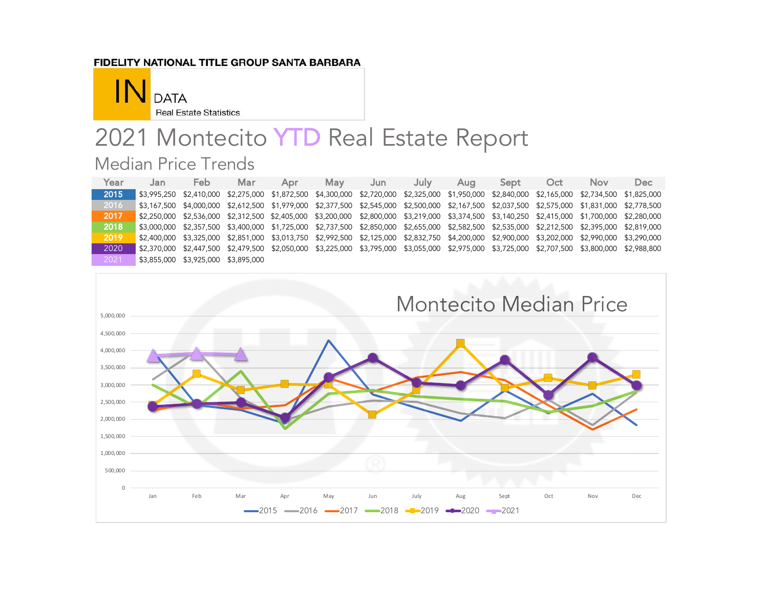FIDELITY NATIONAL TITLE GROUP SANTA BARBARA

IN DATA

Real Estate Statistics

# 2021 Montecito YTD Real Estate Report

## Median Price Trends

| Year | Jan | Feb | Mar | Apr | May | Jun | July | Aug | Sept | Oct | Nov | Dec |
|---|---|---|---|---|---|---|---|---|---|---|---|---|
| 2015 | $3,995,250 | $2,410,000 | $2,275,000 | $1,872,500 | $4,300,000 | $2,720,000 | $2,325,000 | $1,950,000 | $2,840,000 | $2,165,000 | $2,734,500 | $1,825,000 |
| 2016 | $3,167,500 | $4,000,000 | $2,612,500 | $1,979,000 | $2,377,500 | $2,545,000 | $2,500,000 | $2,167,500 | $2,037,500 | $2,575,000 | $1,831,000 | $2,778,500 |
| 2017 | $2,250,000 | $2,536,000 | $2,312,500 | $2,405,000 | $3,200,000 | $2,800,000 | $3,219,000 | $3,374,500 | $3,140,250 | $2,415,000 | $1,700,000 | $2,280,000 |
| 2018 | $3,000,000 | $2,357,500 | $3,400,000 | $1,725,000 | $2,737,500 | $2,850,000 | $2,655,000 | $2,582,500 | $2,535,000 | $2,212,500 | $2,395,000 | $2,819,000 |
| 2019 | $2,400,000 | $3,325,000 | $2,851,000 | $3,013,750 | $2,992,500 | $2,125,000 | $2,832,750 | $4,200,000 | $2,900,000 | $3,202,000 | $2,990,000 | $3,290,000 |
| 2020 | $2,370,000 | $2,447,500 | $2,479,500 | $2,050,000 | $3,225,000 | $3,795,000 | $3,055,000 | $2,975,000 | $3,725,000 | $2,707,500 | $3,800,000 | $2,988,800 |
| 2021 | $3,855,000 | $3,925,000 | $3,895,000 | | | | | | | | | |

Montecito Median Price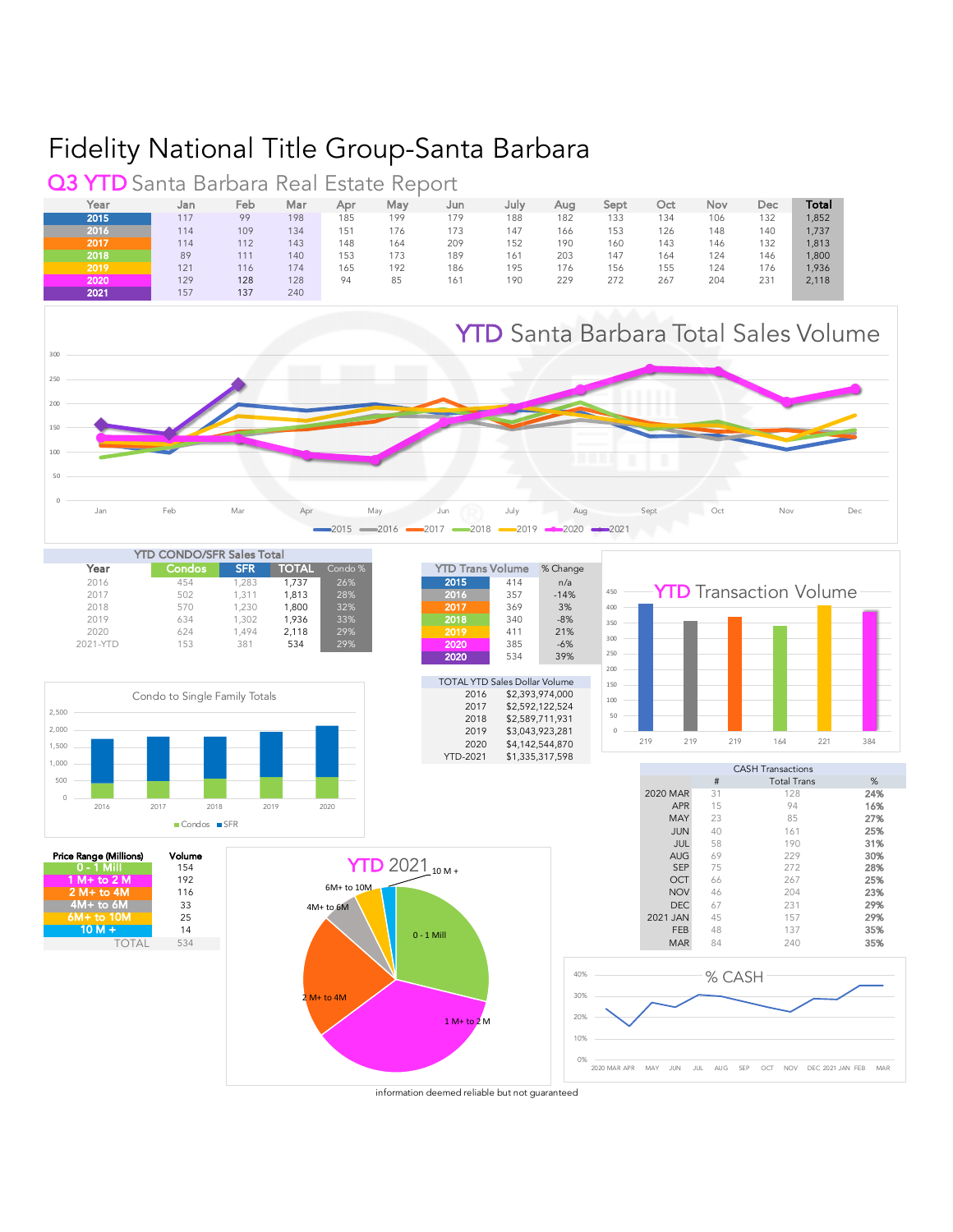# Fidelity National Title Group-Santa Barbara

## Q3 YTD Santa Barbara Real Estate Report

| Year | Jan | Feb | Mar | Apr | May | Jun | July | Aug | Sept | Oct | Nov | Dec | Total |
|---|---|---|---|---|---|---|---|---|---|---|---|---|---|
| 2015 | 117 | 99 | 198 | 185 | 199 | 179 | 188 | 182 | 133 | 134 | 106 | 132 | 1,852 |
| 2016 | 114 | 109 | 134 | 151 | 176 | 173 | 147 | 166 | 153 | 126 | 148 | 140 | 1,737 |
| 2017 | 114 | 112 | 143 | 148 | 164 | 209 | 152 | 190 | 160 | 143 | 146 | 132 | 1,813 |
| 2018 | 89 | 111 | 140 | 153 | 173 | 189 | 161 | 203 | 147 | 164 | 124 | 146 | 1,800 |
| 2019 | 121 | 116 | 174 | 165 | 192 | 186 | 195 | 176 | 156 | 155 | 124 | 176 | 1,936 |
| 2020 | 129 | 128 | 128 | 94 | 85 | 161 | 190 | 229 | 272 | 267 | 204 | 231 | 2,118 |
| 2021 | 157 | 137 | 240 | | | | | | | | | | |

### YTD Santa Barbara Total Sales Volume

### YTD CONDO/SFR Sales Total

| Year | Condos | SFR | TOTAL | Condo % |
|---|---|---|---|---|
| 2016 | 454 | 1,283 | 1,737 | 26% |
| 2017 | 502 | 1,311 | 1,813 | 28% |
| 2018 | 570 | 1,230 | 1,800 | 32% |
| 2019 | 634 | 1,302 | 1,936 | 33% |
| 2020 | 624 | 1,494 | 2,118 | 29% |
| 2021-YTD | 153 | 381 | 534 | 29% |

| YTD Trans Volume | | % Change |
|---|---|---|
| 2015 | 414 | n/a |
| 2016 | 357 | -14% |
| 2017 | 369 | 3% |
| 2018 | 340 | -8% |
| 2019 | 411 | 21% |
| 2020 | 385 | -6% |
| 2020 | 534 | 39% |

### YTD Transaction Volume

| TOTAL YTD Sales Dollar Volume | |
|---|---|
| 2016 | $2,393,974,000 |
| 2017 | $2,592,122,524 |
| 2018 | $2,589,711,931 |
| 2019 | $3,043,923,281 |
| 2020 | $4,142,544,870 |
| YTD-2021 | $1,335,317,598 |

### Condo to Single Family Totals

| CASH Transactions | # | Total Trans | % |
|---|---|---|---|
| 2020 MAR | 31 | 128 | 24% |
| APR | 15 | 94 | 16% |
| MAY | 23 | 85 | 27% |
| JUN | 40 | 161 | 25% |
| JUL | 58 | 190 | 31% |
| AUG | 69 | 229 | 30% |
| SEP | 75 | 272 | 28% |
| OCT | 66 | 267 | 25% |
| NOV | 46 | 204 | 23% |
| DEC | 67 | 231 | 29% |
| 2021 JAN | 45 | 157 | 29% |
| FEB | 48 | 137 | 35% |
| MAR | 84 | 240 | 35% |

| Price Range (Millions) | Volume |
|---|---|
| 0 - 1 Mill | 154 |
| 1 M+ to 2 M | 192 |
| 2 M+ to 4M | 116 |
| 4M+ to 6M | 33 |
| 6M+ to 10M | 25 |
| 10 M + | 14 |
| TOTAL | 534 |

### YTD 2021

### % CASH

information deemed reliable but not guaranteed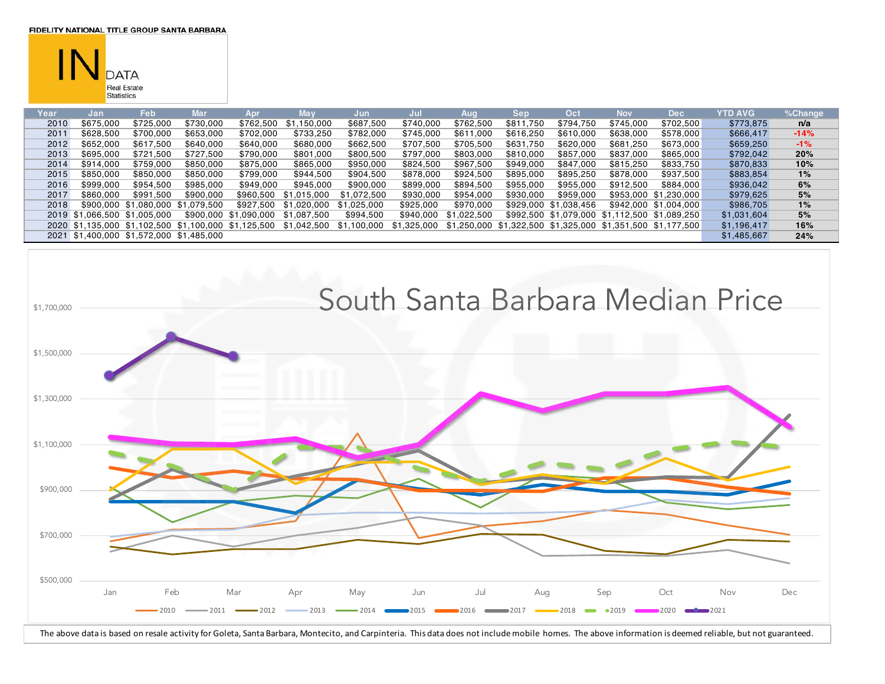FIDELITY NATIONAL TITLE GROUP SANTA BARBARA

# IN DATA

Real Estate Statistics

| Year | Jan | Feb | Mar | Apr | May | Jun | Jul | Aug | Sep | Oct | Nov | Dec | YTD AVG | %Change |
|---|---|---|---|---|---|---|---|---|---|---|---|---|---|---|
| 2010 | $675,000 | $725,000 | $730,000 | $762,500 | $1,150,000 | $687,500 | $740,000 | $762,500 | $811,750 | $794,750 | $745,000 | $702,500 | $773,875 | n/a |
| 2011 | $628,500 | $700,000 | $653,000 | $702,000 | $733,250 | $782,000 | $745,000 | $611,000 | $616,250 | $610,000 | $638,000 | $578,000 | $666,417 | -14% |
| 2012 | $652,000 | $617,500 | $640,000 | $640,000 | $680,000 | $662,500 | $707,500 | $705,500 | $631,750 | $620,000 | $681,250 | $673,000 | $659,250 | -1% |
| 2013 | $695,000 | $721,500 | $727,500 | $790,000 | $801,000 | $800,500 | $797,000 | $803,000 | $810,000 | $857,000 | $837,000 | $865,000 | $792,042 | 20% |
| 2014 | $914,000 | $759,000 | $850,000 | $875,000 | $865,000 | $950,000 | $824,500 | $967,500 | $949,000 | $847,000 | $815,250 | $833,750 | $870,833 | 10% |
| 2015 | $850,000 | $850,000 | $850,000 | $799,000 | $944,500 | $904,500 | $878,000 | $924,500 | $895,000 | $895,250 | $878,000 | $937,500 | $883,854 | 1% |
| 2016 | $999,000 | $954,500 | $985,000 | $949,000 | $945,000 | $900,000 | $899,000 | $894,500 | $955,000 | $955,000 | $912,500 | $884,000 | $936,042 | 6% |
| 2017 | $860,000 | $991,500 | $900,000 | $960,500 | $1,015,000 | $1,072,500 | $930,000 | $954,000 | $930,000 | $959,000 | $953,000 | $1,230,000 | $979,625 | 5% |
| 2018 | $900,000 | $1,080,000 | $1,079,500 | $927,500 | $1,020,000 | $1,025,000 | $925,000 | $970,000 | $929,000 | $1,038,456 | $942,000 | $1,004,000 | $986,705 | 1% |
| 2019 | $1,066,500 | $1,005,000 | $900,000 | $1,090,000 | $1,087,500 | $994,500 | $940,000 | $1,022,500 | $992,500 | $1,079,000 | $1,112,500 | $1,089,250 | $1,031,604 | 5% |
| 2020 | $1,135,000 | $1,102,500 | $1,100,000 | $1,125,500 | $1,042,500 | $1,100,000 | $1,325,000 | $1,250,000 | $1,322,500 | $1,325,000 | $1,351,500 | $1,177,500 | $1,196,417 | 16% |
| 2021 | $1,400,000 | $1,572,000 | $1,485,000 | | | | | | | | | | $1,485,667 | 24% |

## South Santa Barbara Median Price

The above data is based on resale activity for Goleta, Santa Barbara, Montecito, and Carpinteria. This data does not include mobile homes. The above information is deemed reliable, but not guaranteed.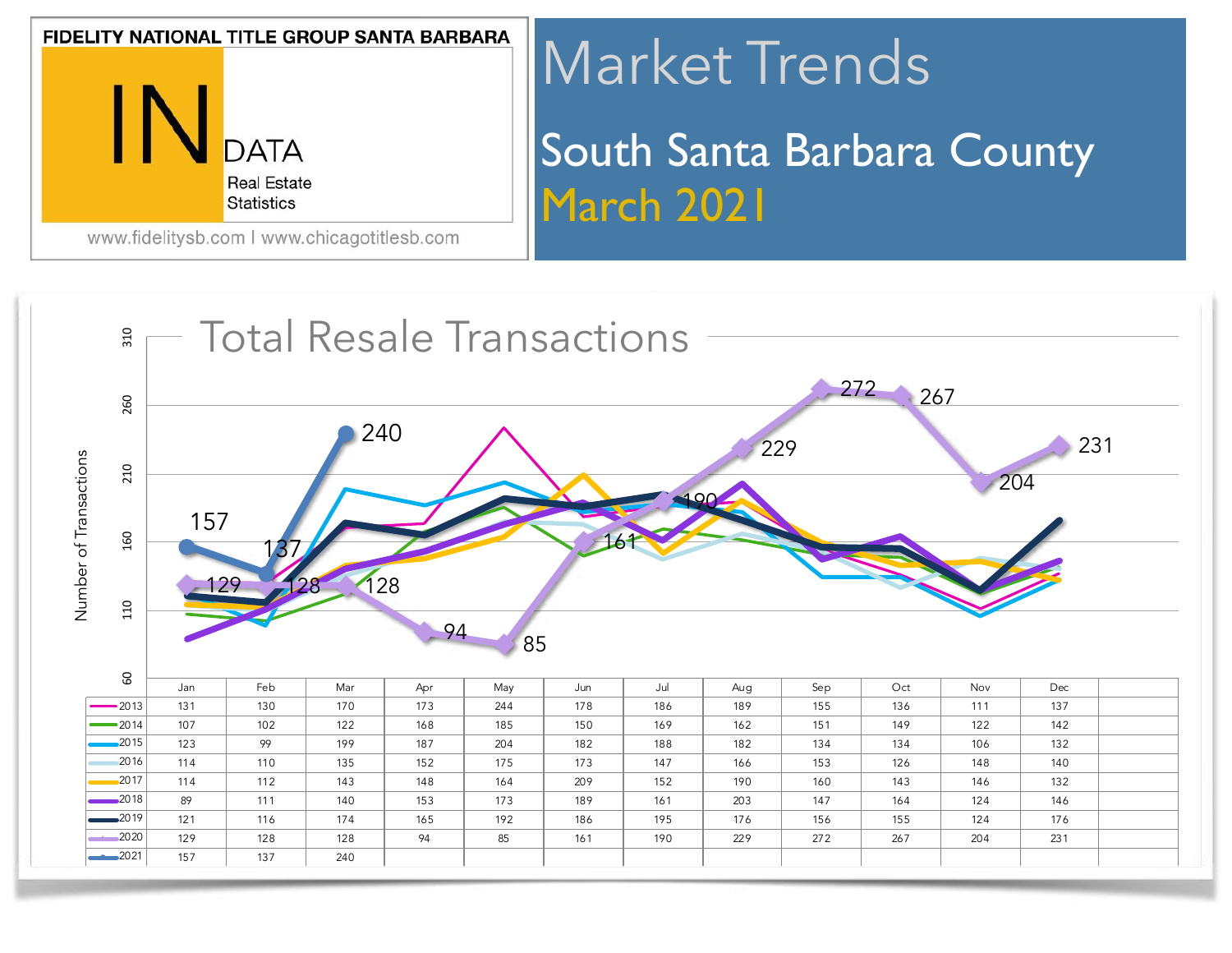# FIDELITY NATIONAL TITLE GROUP SANTA BARBARA

**IN DATA** Real Estate Statistics

www.fidelitysb.com | www.chicagotitlesb.com

# Market Trends

## South Santa Barbara County

## March 2021

### Total Resale Transactions

|  | Jan | Feb | Mar | Apr | May | Jun | Jul | Aug | Sep | Oct | Nov | Dec |
|---|---|---|---|---|---|---|---|---|---|---|---|---|
| 2013 | 131 | 130 | 170 | 173 | 244 | 178 | 186 | 189 | 155 | 136 | 111 | 137 |
| 2014 | 107 | 102 | 122 | 168 | 185 | 150 | 169 | 162 | 151 | 149 | 122 | 142 |
| 2015 | 123 | 99 | 199 | 187 | 204 | 182 | 188 | 182 | 134 | 134 | 106 | 132 |
| 2016 | 114 | 110 | 135 | 152 | 175 | 173 | 147 | 166 | 153 | 126 | 148 | 140 |
| 2017 | 114 | 112 | 143 | 148 | 164 | 209 | 152 | 190 | 160 | 143 | 146 | 132 |
| 2018 | 89 | 111 | 140 | 153 | 173 | 189 | 161 | 203 | 147 | 164 | 124 | 146 |
| 2019 | 121 | 116 | 174 | 165 | 192 | 186 | 195 | 176 | 156 | 155 | 124 | 176 |
| 2020 | 129 | 128 | 128 | 94 | 85 | 161 | 190 | 229 | 272 | 267 | 204 | 231 |
| 2021 | 157 | 137 | 240 |  |  |  |  |  |  |  |  |  |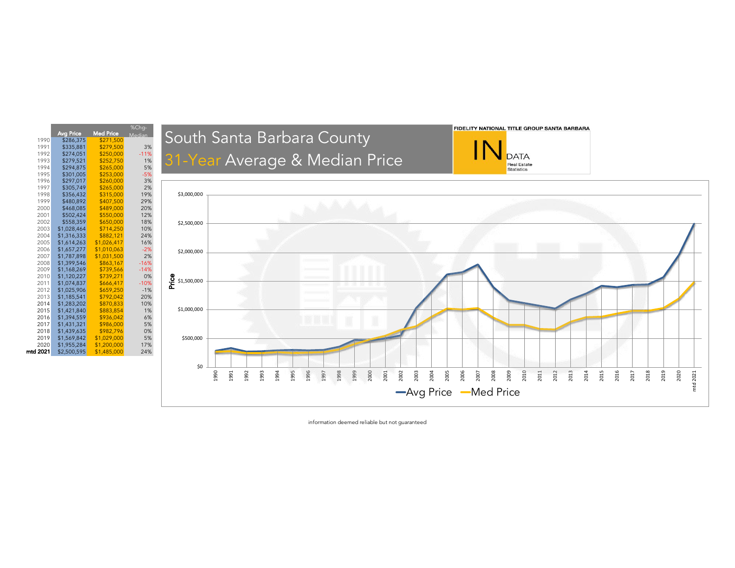| | Avg Price | Med Price | %Chg-Median |
|---|---|---|---|
| 1990 | $286,375 | $271,500 | |
| 1991 | $335,881 | $279,500 | 3% |
| 1992 | $274,051 | $250,000 | -11% |
| 1993 | $279,521 | $252,750 | 1% |
| 1994 | $294,875 | $265,000 | 5% |
| 1995 | $301,005 | $253,000 | -5% |
| 1996 | $297,017 | $260,000 | 3% |
| 1997 | $305,749 | $265,000 | 2% |
| 1998 | $356,432 | $315,000 | 19% |
| 1999 | $480,892 | $407,500 | 29% |
| 2000 | $468,085 | $489,000 | 20% |
| 2001 | $502,424 | $550,000 | 12% |
| 2002 | $558,359 | $650,000 | 18% |
| 2003 | $1,028,464 | $714,250 | 10% |
| 2004 | $1,316,333 | $882,121 | 24% |
| 2005 | $1,614,263 | $1,026,417 | 16% |
| 2006 | $1,657,277 | $1,010,063 | -2% |
| 2007 | $1,787,898 | $1,031,500 | 2% |
| 2008 | $1,399,546 | $863,167 | -16% |
| 2009 | $1,168,269 | $739,566 | -14% |
| 2010 | $1,120,227 | $739,271 | 0% |
| 2011 | $1,074,837 | $666,417 | -10% |
| 2012 | $1,025,906 | $659,250 | -1% |
| 2013 | $1,185,541 | $792,042 | 20% |
| 2014 | $1,283,202 | $870,833 | 10% |
| 2015 | $1,421,840 | $883,854 | 1% |
| 2016 | $1,394,559 | $936,042 | 6% |
| 2017 | $1,431,321 | $986,000 | 5% |
| 2018 | $1,439,635 | $982,796 | 0% |
| 2019 | $1,569,842 | $1,029,000 | 5% |
| 2020 | $1,955,284 | $1,200,000 | 17% |
| **mtd 2021** | $2,500,595 | $1,485,000 | 24% |

# South Santa Barbara County

## 31-Year Average & Median Price

FIDELITY NATIONAL TITLE GROUP SANTA BARBARA

IN DATA Real Estate Statistics

Price

$3,000,000
$2,500,000
$2,000,000
$1,500,000
$1,000,000
$500,000
$0

1990 1991 1992 1993 1994 1995 1996 1997 1998 1999 2000 2001 2002 2003 2004 2005 2006 2007 2008 2009 2010 2011 2012 2013 2014 2015 2016 2017 2018 2019 2020 mtd 2021

Avg Price
Med Price

information deemed reliable but not guaranteed